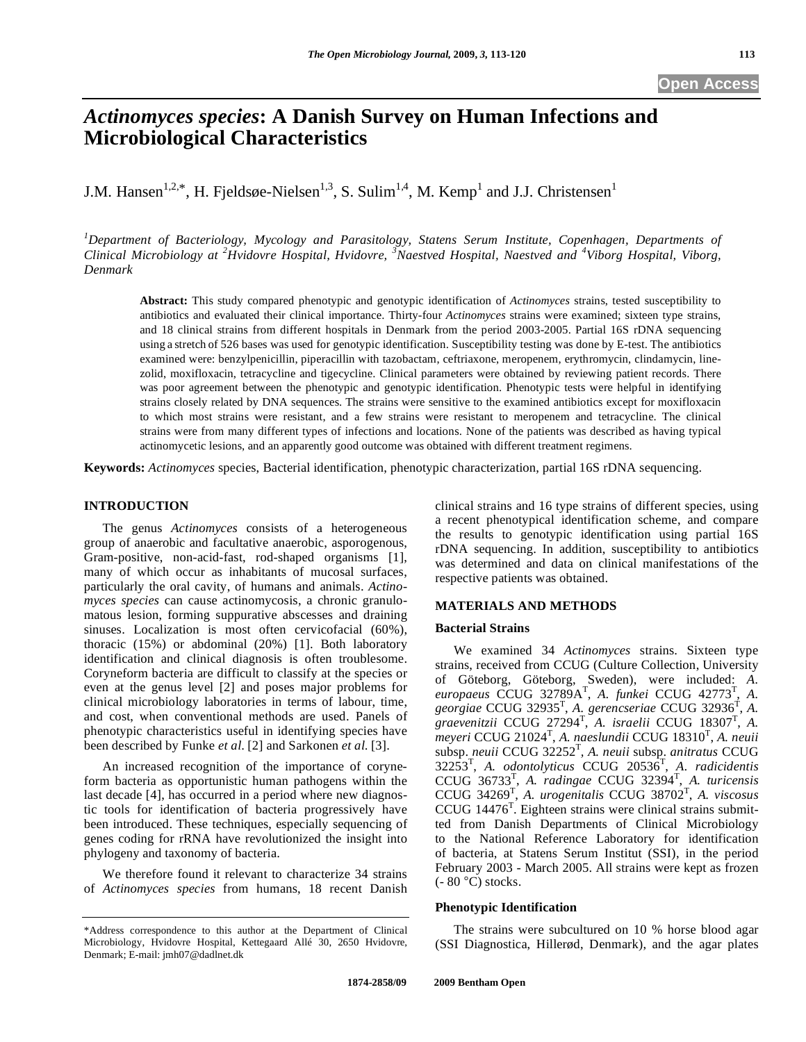# *Actinomyces species*: A Danish Survey on Human Infections and Microbiological Characteristics

J.M. Hansen[1,2,*], H. Fjeldsøe-Nielsen[1,3], S. Sulim[1,4], M. Kemp[1] and J.J. Christensen[1]

*[1]Department of Bacteriology, Mycology and Parasitology, Statens Serum Institute, Copenhagen, Departments of Clinical Microbiology at [2]Hvidovre Hospital, Hvidovre, [3]Naestved Hospital, Naestved and [4]Viborg Hospital, Viborg, Denmark*

**Abstract:** This study compared phenotypic and genotypic identification of *Actinomyces* strains, tested susceptibility to antibiotics and evaluated their clinical importance. Thirty-four *Actinomyces* strains were examined; sixteen type strains, and 18 clinical strains from different hospitals in Denmark from the period 2003-2005. Partial 16S rDNA sequencing using a stretch of 526 bases was used for genotypic identification. Susceptibility testing was done by E-test. The antibiotics examined were: benzylpenicillin, piperacillin with tazobactam, ceftriaxone, meropenem, erythromycin, clindamycin, linezolid, moxifloxacin, tetracycline and tigecycline. Clinical parameters were obtained by reviewing patient records. There was poor agreement between the phenotypic and genotypic identification. Phenotypic tests were helpful in identifying strains closely related by DNA sequences. The strains were sensitive to the examined antibiotics except for moxifloxacin to which most strains were resistant, and a few strains were resistant to meropenem and tetracycline. The clinical strains were from many different types of infections and locations. None of the patients was described as having typical actinomycetic lesions, and an apparently good outcome was obtained with different treatment regimens.

**Keywords:** *Actinomyces* species, Bacterial identification, phenotypic characterization, partial 16S rDNA sequencing.

## INTRODUCTION

The genus *Actinomyces* consists of a heterogeneous group of anaerobic and facultative anaerobic, asporogenous, Gram-positive, non-acid-fast, rod-shaped organisms [1], many of which occur as inhabitants of mucosal surfaces, particularly the oral cavity, of humans and animals. *Actinomyces species* can cause actinomycosis, a chronic granulomatous lesion, forming suppurative abscesses and draining sinuses. Localization is most often cervicofacial (60%), thoracic (15%) or abdominal (20%) [1]. Both laboratory identification and clinical diagnosis is often troublesome. Coryneform bacteria are difficult to classify at the species or even at the genus level [2] and poses major problems for clinical microbiology laboratories in terms of labour, time, and cost, when conventional methods are used. Panels of phenotypic characteristics useful in identifying species have been described by Funke *et al.* [2] and Sarkonen *et al.* [3].

An increased recognition of the importance of coryneform bacteria as opportunistic human pathogens within the last decade [4], has occurred in a period where new diagnostic tools for identification of bacteria progressively have been introduced. These techniques, especially sequencing of genes coding for rRNA have revolutionized the insight into phylogeny and taxonomy of bacteria.

We therefore found it relevant to characterize 34 strains of *Actinomyces species* from humans, 18 recent Danish clinical strains and 16 type strains of different species, using a recent phenotypical identification scheme, and compare the results to genotypic identification using partial 16S rDNA sequencing. In addition, susceptibility to antibiotics was determined and data on clinical manifestations of the respective patients was obtained.

## MATERIALS AND METHODS

### Bacterial Strains

We examined 34 *Actinomyces* strains. Sixteen type strains, received from CCUG (Culture Collection, University of Göteborg, Göteborg, Sweden), were included: *A. europaeus* CCUG 32789A[T], *A. funkei* CCUG 42773[T], *A. georgiae* CCUG 32935[T], *A. gerencseriae* CCUG 32936[T], *A. graevenitzii* CCUG 27294[T], *A. israelii* CCUG 18307[T], *A. meyeri* CCUG 21024[T], *A. naeslundii* CCUG 18310[T], *A. neuii* subsp. *neuii* CCUG 32252[T], *A. neuii* subsp. *anitratus* CCUG 32253[T], *A. odontolyticus* CCUG 20536[T], *A. radicidentis* CCUG 36733[T], *A. radingae* CCUG 32394[T], *A. turicensis* CCUG 34269[T], *A. urogenitalis* CCUG 38702[T], *A. viscosus* CCUG 14476[T]. Eighteen strains were clinical strains submitted from Danish Departments of Clinical Microbiology to the National Reference Laboratory for identification of bacteria, at Statens Serum Institut (SSI), in the period February 2003 - March 2005. All strains were kept as frozen (- 80 °C) stocks.

### Phenotypic Identification

The strains were subcultured on 10 % horse blood agar (SSI Diagnostica, Hillerød, Denmark), and the agar plates

*Address correspondence to this author at the Department of Clinical Microbiology, Hvidovre Hospital, Kettegaard Allé 30, 2650 Hvidovre, Denmark; E-mail: jmh07@dadlnet.dk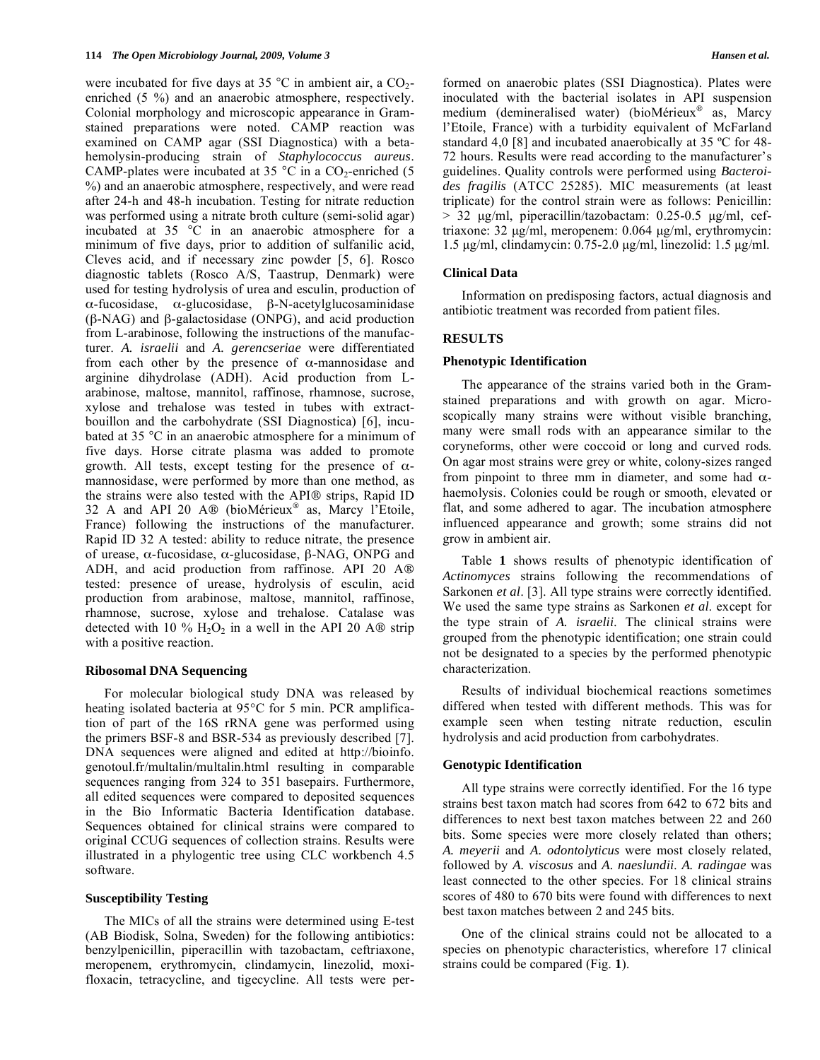were incubated for five days at 35 °C in ambient air, a $CO_2$-enriched (5 %) and an anaerobic atmosphere, respectively. Colonial morphology and microscopic appearance in Gram-stained preparations were noted. CAMP reaction was examined on CAMP agar (SSI Diagnostica) with a beta-hemolysin-producing strain of *Staphylococcus aureus*. CAMP-plates were incubated at 35 °C in a $CO_2$-enriched (5 %) and an anaerobic atmosphere, respectively, and were read after 24-h and 48-h incubation. Testing for nitrate reduction was performed using a nitrate broth culture (semi-solid agar) incubated at 35 °C in an anaerobic atmosphere for a minimum of five days, prior to addition of sulfanilic acid, Cleves acid, and if necessary zinc powder [5, 6]. Rosco diagnostic tablets (Rosco A/S, Taastrup, Denmark) were used for testing hydrolysis of urea and esculin, production of α-fucosidase, α-glucosidase, β-N-acetylglucosaminidase (β-NAG) and β-galactosidase (ONPG), and acid production from L-arabinose, following the instructions of the manufacturer. *A. israelii* and *A. gerencseriae* were differentiated from each other by the presence of α-mannosidase and arginine dihydrolase (ADH). Acid production from L-arabinose, maltose, mannitol, raffinose, rhamnose, sucrose, xylose and trehalose was tested in tubes with extract-bouillon and the carbohydrate (SSI Diagnostica) [6], incubated at 35 °C in an anaerobic atmosphere for a minimum of five days. Horse citrate plasma was added to promote growth. All tests, except testing for the presence of α-mannosidase, were performed by more than one method, as the strains were also tested with the API® strips, Rapid ID 32 A and API 20 A® (bioMérieux® as, Marcy l'Etoile, France) following the instructions of the manufacturer. Rapid ID 32 A tested: ability to reduce nitrate, the presence of urease, α-fucosidase, α-glucosidase, β-NAG, ONPG and ADH, and acid production from raffinose. API 20 A® tested: presence of urease, hydrolysis of esculin, acid production from arabinose, maltose, mannitol, raffinose, rhamnose, sucrose, xylose and trehalose. Catalase was detected with 10 % $H_2O_2$ in a well in the API 20 A® strip with a positive reaction.

### Ribosomal DNA Sequencing

For molecular biological study DNA was released by heating isolated bacteria at 95°C for 5 min. PCR amplification of part of the 16S rRNA gene was performed using the primers BSF-8 and BSR-534 as previously described [7]. DNA sequences were aligned and edited at http://bioinfo.genotoul.fr/multalin/multalin.html resulting in comparable sequences ranging from 324 to 351 basepairs. Furthermore, all edited sequences were compared to deposited sequences in the Bio Informatic Bacteria Identification database. Sequences obtained for clinical strains were compared to original CCUG sequences of collection strains. Results were illustrated in a phylogentic tree using CLC workbench 4.5 software.

### Susceptibility Testing

The MICs of all the strains were determined using E-test (AB Biodisk, Solna, Sweden) for the following antibiotics: benzylpenicillin, piperacillin with tazobactam, ceftriaxone, meropenem, erythromycin, clindamycin, linezolid, moxifloxacin, tetracycline, and tigecycline. All tests were performed on anaerobic plates (SSI Diagnostica). Plates were inoculated with the bacterial isolates in API suspension medium (demineralised water) (bioMérieux® as, Marcy l'Etoile, France) with a turbidity equivalent of McFarland standard 4,0 [8] and incubated anaerobically at 35 ºC for 48-72 hours. Results were read according to the manufacturer's guidelines. Quality controls were performed using *Bacteroides fragilis* (ATCC 25285). MIC measurements (at least triplicate) for the control strain were as follows: Penicillin: > 32 µg/ml, piperacillin/tazobactam: 0.25-0.5 µg/ml, ceftriaxone: 32 µg/ml, meropenem: 0.064 µg/ml, erythromycin: 1.5 µg/ml, clindamycin: 0.75-2.0 µg/ml, linezolid: 1.5 µg/ml.

### Clinical Data

Information on predisposing factors, actual diagnosis and antibiotic treatment was recorded from patient files.

## RESULTS

### Phenotypic Identification

The appearance of the strains varied both in the Gram-stained preparations and with growth on agar. Microscopically many strains were without visible branching, many were small rods with an appearance similar to the coryneforms, other were coccoid or long and curved rods. On agar most strains were grey or white, colony-sizes ranged from pinpoint to three mm in diameter, and some had α-haemolysis. Colonies could be rough or smooth, elevated or flat, and some adhered to agar. The incubation atmosphere influenced appearance and growth; some strains did not grow in ambient air.

Table **1** shows results of phenotypic identification of *Actinomyces* strains following the recommendations of Sarkonen *et al*. [3]. All type strains were correctly identified. We used the same type strains as Sarkonen *et al.* except for the type strain of *A. israelii*. The clinical strains were grouped from the phenotypic identification; one strain could not be designated to a species by the performed phenotypic characterization.

Results of individual biochemical reactions sometimes differed when tested with different methods. This was for example seen when testing nitrate reduction, esculin hydrolysis and acid production from carbohydrates.

### Genotypic Identification

All type strains were correctly identified. For the 16 type strains best taxon match had scores from 642 to 672 bits and differences to next best taxon matches between 22 and 260 bits. Some species were more closely related than others; *A. meyerii* and *A. odontolyticus* were most closely related, followed by *A. viscosus* and *A. naeslundii*. *A. radingae* was least connected to the other species. For 18 clinical strains scores of 480 to 670 bits were found with differences to next best taxon matches between 2 and 245 bits.

One of the clinical strains could not be allocated to a species on phenotypic characteristics, wherefore 17 clinical strains could be compared (Fig. **1**).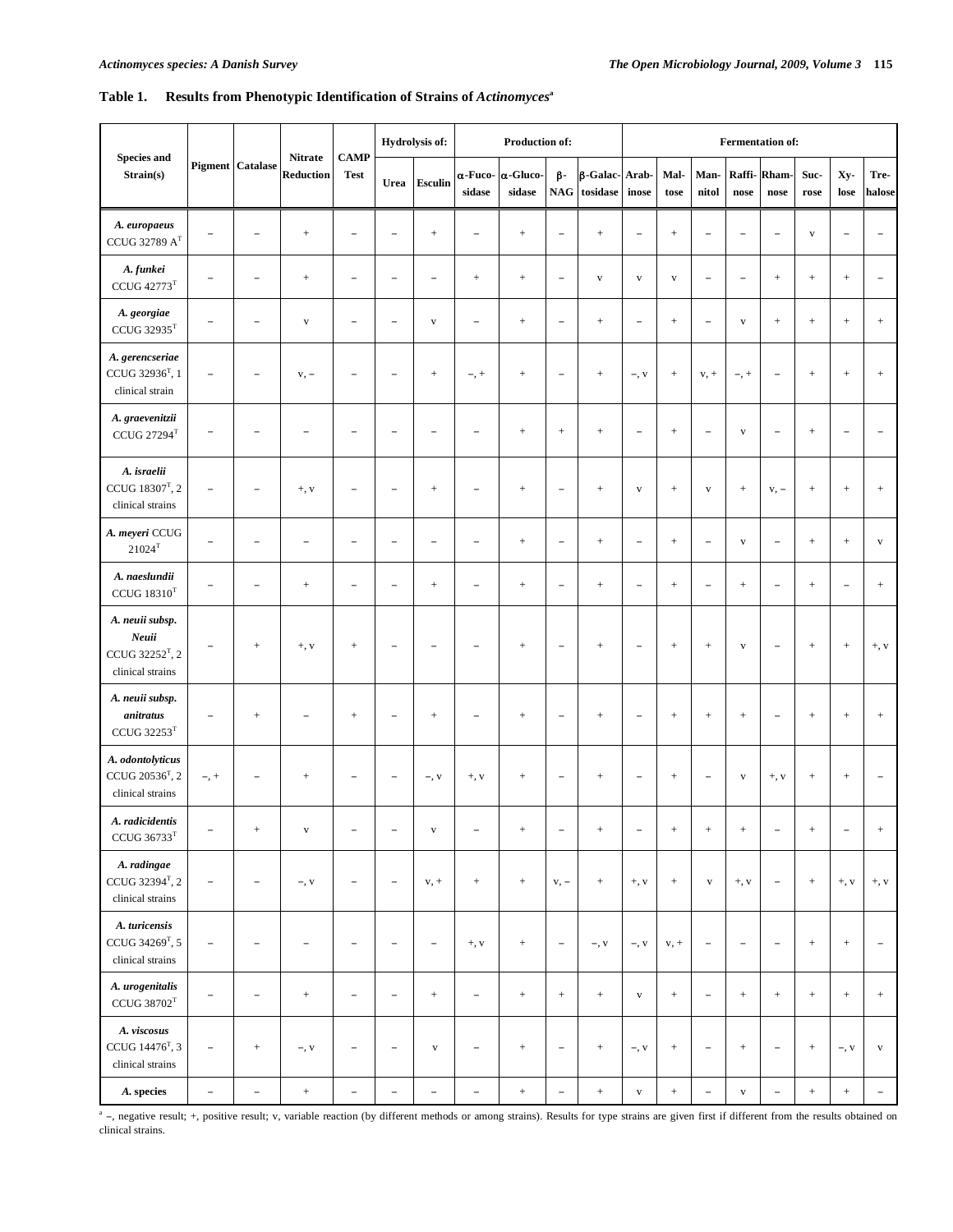**Table 1. Results from Phenotypic Identification of Strains of *Actinomyces*[a]**

| Species and Strain(s) | Pigment | Catalase | Nitrate Reduction | CAMP Test | Hydrolysis of: | | Production of: | | | | Fermentation of: | | | | | | | |
|---|---|---|---|---|---|---|---|---|---|---|---|---|---|---|---|---|---|---|
| | | | | | Urea | Esculin | α-Fucosidase | α-Glucosidase | β-NAG | β-Galactosidase | Arabinose | Maltose | Mannitol | Raffinose | Rhamnose | Sucrose | Xylose | Trehalose |
| *A. europaeus* CCUG 32789 A$^T$ | – | – | + | – | – | + | – | + | – | + | – | + | – | – | – | v | – | – |
| *A. funkei* CCUG 42773$^T$ | – | – | + | – | – | – | + | + | – | v | v | v | – | – | + | + | + | – |
| *A. georgiae* CCUG 32935$^T$ | – | – | v | – | – | v | – | + | – | + | – | + | – | v | + | + | + | + |
| *A. gerencseriae* CCUG 32936$^T$, 1 clinical strain | – | – | v, – | – | – | + | –, + | + | – | + | –, v | + | v, + | –, + | – | + | + | + |
| *A. graevenitzii* CCUG 27294$^T$ | – | – | – | – | – | – | – | + | + | + | – | + | – | v | – | + | – | – |
| *A. israelii* CCUG 18307$^T$, 2 clinical strains | – | – | +, v | – | – | + | – | + | – | + | v | + | v | + | v, – | + | + | + |
| *A. meyeri* CCUG 21024$^T$ | – | – | – | – | – | – | – | + | – | + | – | + | – | v | – | + | + | v |
| *A. naeslundii* CCUG 18310$^T$ | – | – | + | – | – | + | – | + | – | + | – | + | – | + | – | + | – | + |
| *A. neuii subsp. Neuii* CCUG 32252$^T$, 2 clinical strains | – | + | +, v | + | – | – | – | + | – | + | – | + | + | v | – | + | + | +, v |
| *A. neuii subsp. anitratus* CCUG 32253$^T$ | – | + | – | + | – | + | – | + | – | + | – | + | + | + | – | + | + | + |
| *A. odontolyticus* CCUG 20536$^T$, 2 clinical strains | –, + | – | + | – | – | –, v | +, v | + | – | + | – | + | – | v | +, v | + | + | – |
| *A. radicidentis* CCUG 36733$^T$ | – | + | v | – | – | v | – | + | – | + | – | + | + | + | – | + | – | + |
| *A. radingae* CCUG 32394$^T$, 2 clinical strains | – | – | –, v | – | – | v, + | + | + | v, – | + | +, v | + | v | +, v | – | + | +, v | +, v |
| *A. turicensis* CCUG 34269$^T$, 5 clinical strains | – | – | – | – | – | – | +, v | + | – | –, v | –, v | v, + | – | – | – | + | + | – |
| *A. urogenitalis* CCUG 38702$^T$ | – | – | + | – | – | + | – | + | + | + | v | + | – | + | + | + | + | + |
| *A. viscosus* CCUG 14476$^T$, 3 clinical strains | – | + | –, v | – | – | v | – | + | – | + | –, v | + | – | + | – | + | –, v | v |
| *A.* species | – | – | + | – | – | – | – | + | – | + | v | + | – | v | – | + | + | – |

[a] –, negative result; +, positive result; v, variable reaction (by different methods or among strains). Results for type strains are given first if different from the results obtained on clinical strains.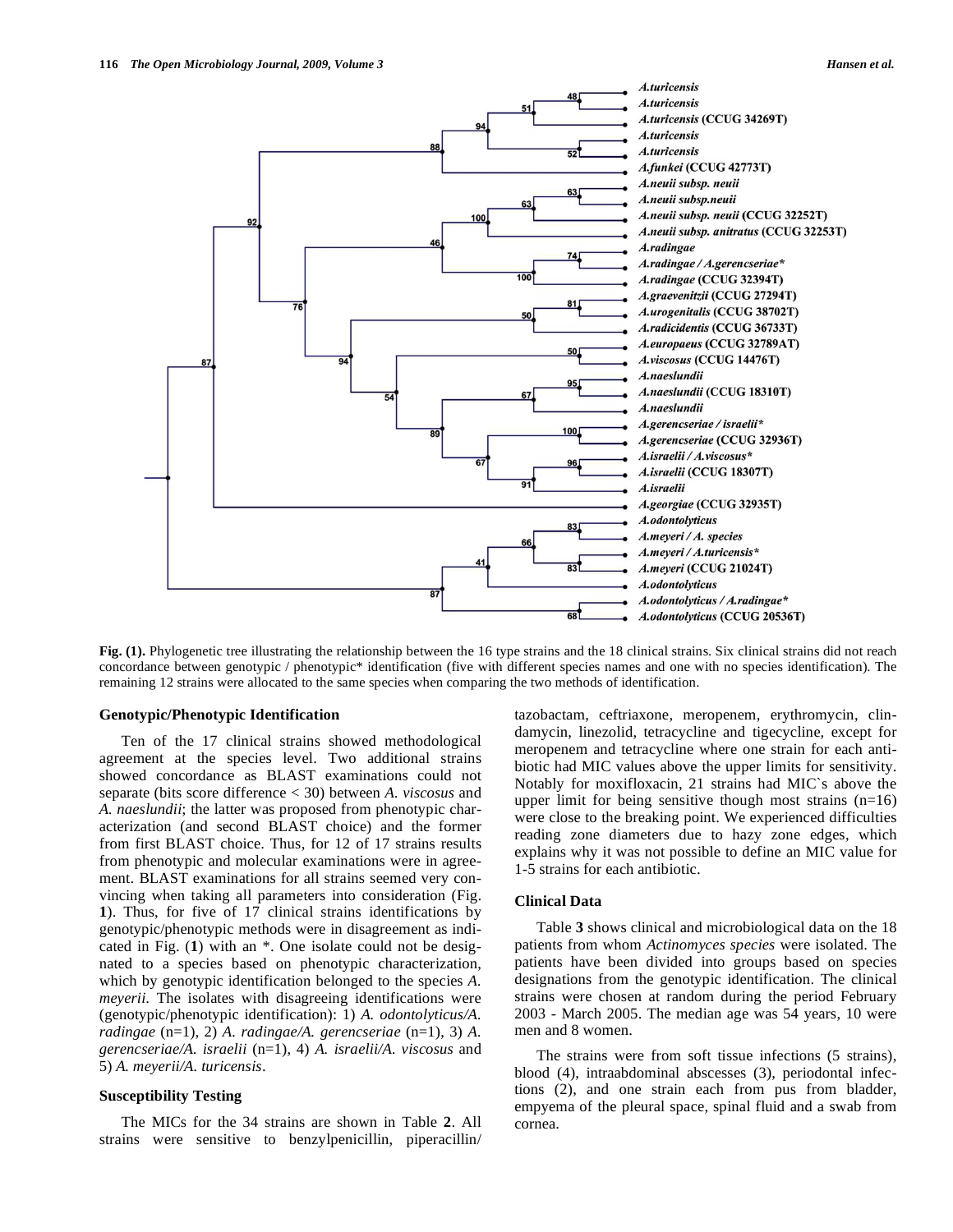**Fig. (1).** Phylogenetic tree illustrating the relationship between the 16 type strains and the 18 clinical strains. Six clinical strains did not reach concordance between genotypic / phenotypic* identification (five with different species names and one with no species identification). The remaining 12 strains were allocated to the same species when comparing the two methods of identification.

### Genotypic/Phenotypic Identification

Ten of the 17 clinical strains showed methodological agreement at the species level. Two additional strains showed concordance as BLAST examinations could not separate (bits score difference < 30) between *A. viscosus* and *A. naeslundii*; the latter was proposed from phenotypic characterization (and second BLAST choice) and the former from first BLAST choice. Thus, for 12 of 17 strains results from phenotypic and molecular examinations were in agreement. BLAST examinations for all strains seemed very convincing when taking all parameters into consideration (Fig. **1**). Thus, for five of 17 clinical strains identifications by genotypic/phenotypic methods were in disagreement as indicated in Fig. (**1**) with an *. One isolate could not be designated to a species based on phenotypic characterization, which by genotypic identification belonged to the species *A. meyerii*. The isolates with disagreeing identifications were (genotypic/phenotypic identification): 1) *A. odontolyticus/A. radingae* (n=1), 2) *A. radingae/A. gerencseriae* (n=1), 3) *A. gerencseriae/A. israelii* (n=1), 4) *A. israelii/A. viscosus* and 5) *A. meyerii/A. turicensis*.

### Susceptibility Testing

The MICs for the 34 strains are shown in Table **2**. All strains were sensitive to benzylpenicillin, piperacillin/tazobactam, ceftriaxone, meropenem, erythromycin, clindamycin, linezolid, tetracycline and tigecycline, except for meropenem and tetracycline where one strain for each antibiotic had MIC values above the upper limits for sensitivity. Notably for moxifloxacin, 21 strains had MIC`s above the upper limit for being sensitive though most strains (n=16) were close to the breaking point. We experienced difficulties reading zone diameters due to hazy zone edges, which explains why it was not possible to define an MIC value for 1-5 strains for each antibiotic.

### Clinical Data

Table **3** shows clinical and microbiological data on the 18 patients from whom *Actinomyces species* were isolated. The patients have been divided into groups based on species designations from the genotypic identification. The clinical strains were chosen at random during the period February 2003 - March 2005. The median age was 54 years, 10 were men and 8 women.

The strains were from soft tissue infections (5 strains), blood (4), intraabdominal abscesses (3), periodontal infections (2), and one strain each from pus from bladder, empyema of the pleural space, spinal fluid and a swab from cornea.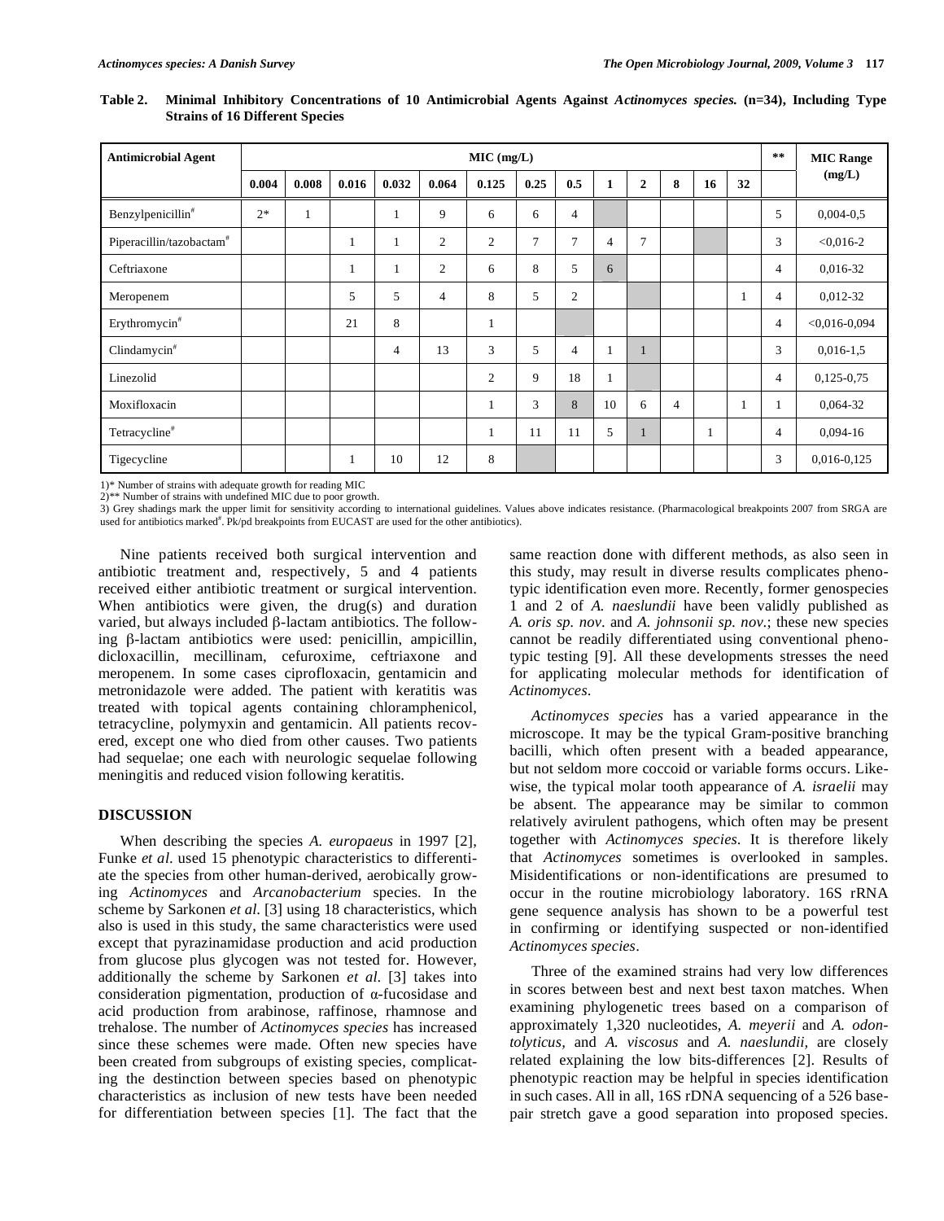**Table 2. Minimal Inhibitory Concentrations of 10 Antimicrobial Agents Against *Actinomyces species.* (n=34), Including Type Strains of 16 Different Species**

| Antimicrobial Agent | MIC (mg/L) | | | | | | | | | | | | | ** | MIC Range (mg/L) |
|---|---|---|---|---|---|---|---|---|---|---|---|---|---|---|---|
| | 0.004 | 0.008 | 0.016 | 0.032 | 0.064 | 0.125 | 0.25 | 0.5 | 1 | 2 | 8 | 16 | 32 | | |
| Benzylpenicillin[#] | 2* | 1 | | 1 | 9 | 6 | 6 | 4 | | | | | | 5 | 0,004-0,5 |
| Piperacillin/tazobactam[#] | | | 1 | 1 | 2 | 2 | 7 | 7 | 4 | 7 | | | | 3 | <0,016-2 |
| Ceftriaxone | | | 1 | 1 | 2 | 6 | 8 | 5 | 6 | | | | | 4 | 0,016-32 |
| Meropenem | | | 5 | 5 | 4 | 8 | 5 | 2 | | | | | 1 | 4 | 0,012-32 |
| Erythromycin[#] | | | 21 | 8 | | 1 | | | | | | | | 4 | <0,016-0,094 |
| Clindamycin[#] | | | | 4 | 13 | 3 | 5 | 4 | 1 | 1 | | | | 3 | 0,016-1,5 |
| Linezolid | | | | | | 2 | 9 | 18 | 1 | | | | | 4 | 0,125-0,75 |
| Moxifloxacin | | | | | | 1 | 3 | 8 | 10 | 6 | 4 | | 1 | 1 | 0,064-32 |
| Tetracycline[#] | | | | | | 1 | 11 | 11 | 5 | 1 | | 1 | | 4 | 0,094-16 |
| Tigecycline | | | 1 | 10 | 12 | 8 | | | | | | | | 3 | 0,016-0,125 |

1)* Number of strains with adequate growth for reading MIC
2)** Number of strains with undefined MIC due to poor growth.
3) Grey shadings mark the upper limit for sensitivity according to international guidelines. Values above indicates resistance. (Pharmacological breakpoints 2007 from SRGA are used for antibiotics marked[#]. Pk/pd breakpoints from EUCAST are used for the other antibiotics).

Nine patients received both surgical intervention and antibiotic treatment and, respectively, 5 and 4 patients received either antibiotic treatment or surgical intervention. When antibiotics were given, the drug(s) and duration varied, but always included β-lactam antibiotics. The following β-lactam antibiotics were used: penicillin, ampicillin, dicloxacillin, mecillinam, cefuroxime, ceftriaxone and meropenem. In some cases ciprofloxacin, gentamicin and metronidazole were added. The patient with keratitis was treated with topical agents containing chloramphenicol, tetracycline, polymyxin and gentamicin. All patients recovered, except one who died from other causes. Two patients had sequelae; one each with neurologic sequelae following meningitis and reduced vision following keratitis.

## DISCUSSION

When describing the species *A. europaeus* in 1997 [2], Funke *et al.* used 15 phenotypic characteristics to differentiate the species from other human-derived, aerobically growing *Actinomyces* and *Arcanobacterium* species. In the scheme by Sarkonen *et al.* [3] using 18 characteristics, which also is used in this study, the same characteristics were used except that pyrazinamidase production and acid production from glucose plus glycogen was not tested for. However, additionally the scheme by Sarkonen *et al.* [3] takes into consideration pigmentation, production of α-fucosidase and acid production from arabinose, raffinose, rhamnose and trehalose. The number of *Actinomyces species* has increased since these schemes were made. Often new species have been created from subgroups of existing species, complicating the destinction between species based on phenotypic characteristics as inclusion of new tests have been needed for differentiation between species [1]. The fact that the same reaction done with different methods, as also seen in this study, may result in diverse results complicates phenotypic identification even more. Recently, former genospecies 1 and 2 of *A. naeslundii* have been validly published as *A. oris sp. nov*. and *A. johnsonii sp. nov*.; these new species cannot be readily differentiated using conventional phenotypic testing [9]. All these developments stresses the need for applicating molecular methods for identification of *Actinomyces*.

*Actinomyces species* has a varied appearance in the microscope. It may be the typical Gram-positive branching bacilli, which often present with a beaded appearance, but not seldom more coccoid or variable forms occurs. Likewise, the typical molar tooth appearance of *A. israelii* may be absent. The appearance may be similar to common relatively avirulent pathogens, which often may be present together with *Actinomyces species*. It is therefore likely that *Actinomyces* sometimes is overlooked in samples. Misidentifications or non-identifications are presumed to occur in the routine microbiology laboratory. 16S rRNA gene sequence analysis has shown to be a powerful test in confirming or identifying suspected or non-identified *Actinomyces species*.

Three of the examined strains had very low differences in scores between best and next best taxon matches. When examining phylogenetic trees based on a comparison of approximately 1,320 nucleotides, *A. meyerii* and *A. odontolyticus*, and *A. viscosus* and *A. naeslundii*, are closely related explaining the low bits-differences [2]. Results of phenotypic reaction may be helpful in species identification in such cases. All in all, 16S rDNA sequencing of a 526 base-pair stretch gave a good separation into proposed species.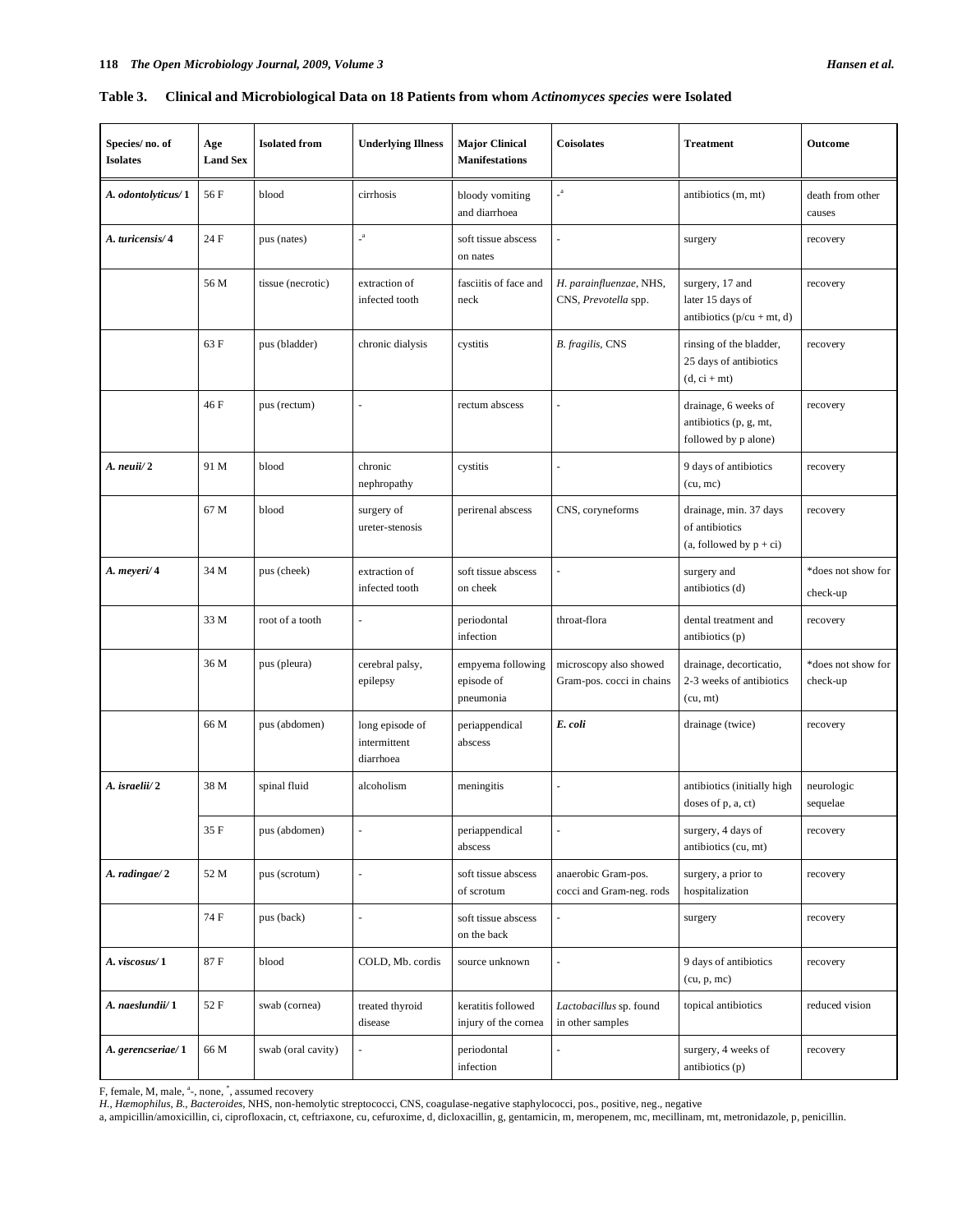**Table 3. Clinical and Microbiological Data on 18 Patients from whom *Actinomyces species* were Isolated**

| Species/ no. of Isolates | Age Land Sex | Isolated from | Underlying Illness | Major Clinical Manifestations | Coisolates | Treatment | Outcome |
|---|---|---|---|---|---|---|---|
| ***A. odontolyticus*/ 1** | 56 F | blood | cirrhosis | bloody vomiting and diarrhoea | -[a] | antibiotics (m, mt) | death from other causes |
| ***A. turicensis*/ 4** | 24 F | pus (nates) | -[a] | soft tissue abscess on nates | - | surgery | recovery |
| | 56 M | tissue (necrotic) | extraction of infected tooth | fasciitis of face and neck | *H. parainfluenzae*, NHS, CNS, *Prevotella* spp. | surgery, 17 and later 15 days of antibiotics (p/cu + mt, d) | recovery |
| | 63 F | pus (bladder) | chronic dialysis | cystitis | *B. fragilis*, CNS | rinsing of the bladder, 25 days of antibiotics (d, ci + mt) | recovery |
| | 46 F | pus (rectum) | - | rectum abscess | - | drainage, 6 weeks of antibiotics (p, g, mt, followed by p alone) | recovery |
| ***A. neuii*/ 2** | 91 M | blood | chronic nephropathy | cystitis | - | 9 days of antibiotics (cu, mc) | recovery |
| | 67 M | blood | surgery of ureter-stenosis | perirenal abscess | CNS, coryneforms | drainage, min. 37 days of antibiotics (a, followed by p + ci) | recovery |
| ***A. meyeri*/ 4** | 34 M | pus (cheek) | extraction of infected tooth | soft tissue abscess on cheek | - | surgery and antibiotics (d) | *does not show for check-up |
| | 33 M | root of a tooth | - | periodontal infection | throat-flora | dental treatment and antibiotics (p) | recovery |
| | 36 M | pus (pleura) | cerebral palsy, epilepsy | empyema following episode of pneumonia | microscopy also showed Gram-pos. cocci in chains | drainage, decorticatio, 2-3 weeks of antibiotics (cu, mt) | *does not show for check-up |
| | 66 M | pus (abdomen) | long episode of intermittent diarrhoea | periappendical abscess | ***E. coli*** | drainage (twice) | recovery |
| ***A. israelii*/ 2** | 38 M | spinal fluid | alcoholism | meningitis | - | antibiotics (initially high doses of p, a, ct) | neurologic sequelae |
| | 35 F | pus (abdomen) | - | periappendical abscess | - | surgery, 4 days of antibiotics (cu, mt) | recovery |
| ***A. radingae*/ 2** | 52 M | pus (scrotum) | - | soft tissue abscess of scrotum | anaerobic Gram-pos. cocci and Gram-neg. rods | surgery, a prior to hospitalization | recovery |
| | 74 F | pus (back) | - | soft tissue abscess on the back | - | surgery | recovery |
| ***A. viscosus*/ 1** | 87 F | blood | COLD, Mb. cordis | source unknown | - | 9 days of antibiotics (cu, p, mc) | recovery |
| ***A. naeslundii*/ 1** | 52 F | swab (cornea) | treated thyroid disease | keratitis followed injury of the cornea | *Lactobacillus* sp. found in other samples | topical antibiotics | reduced vision |
| ***A. gerencseriae*/ 1** | 66 M | swab (oral cavity) | - | periodontal infection | - | surgery, 4 weeks of antibiotics (p) | recovery |

F, female, M, male, [a]-, none, *, assumed recovery
*H.*, *Hæmophilus*, *B.*, *Bacteroides*, NHS, non-hemolytic streptococci, CNS, coagulase-negative staphylococci, pos., positive, neg., negative
a, ampicillin/amoxicillin, ci, ciprofloxacin, ct, ceftriaxone, cu, cefuroxime, d, dicloxacillin, g, gentamicin, m, meropenem, mc, mecillinam, mt, metronidazole, p, penicillin.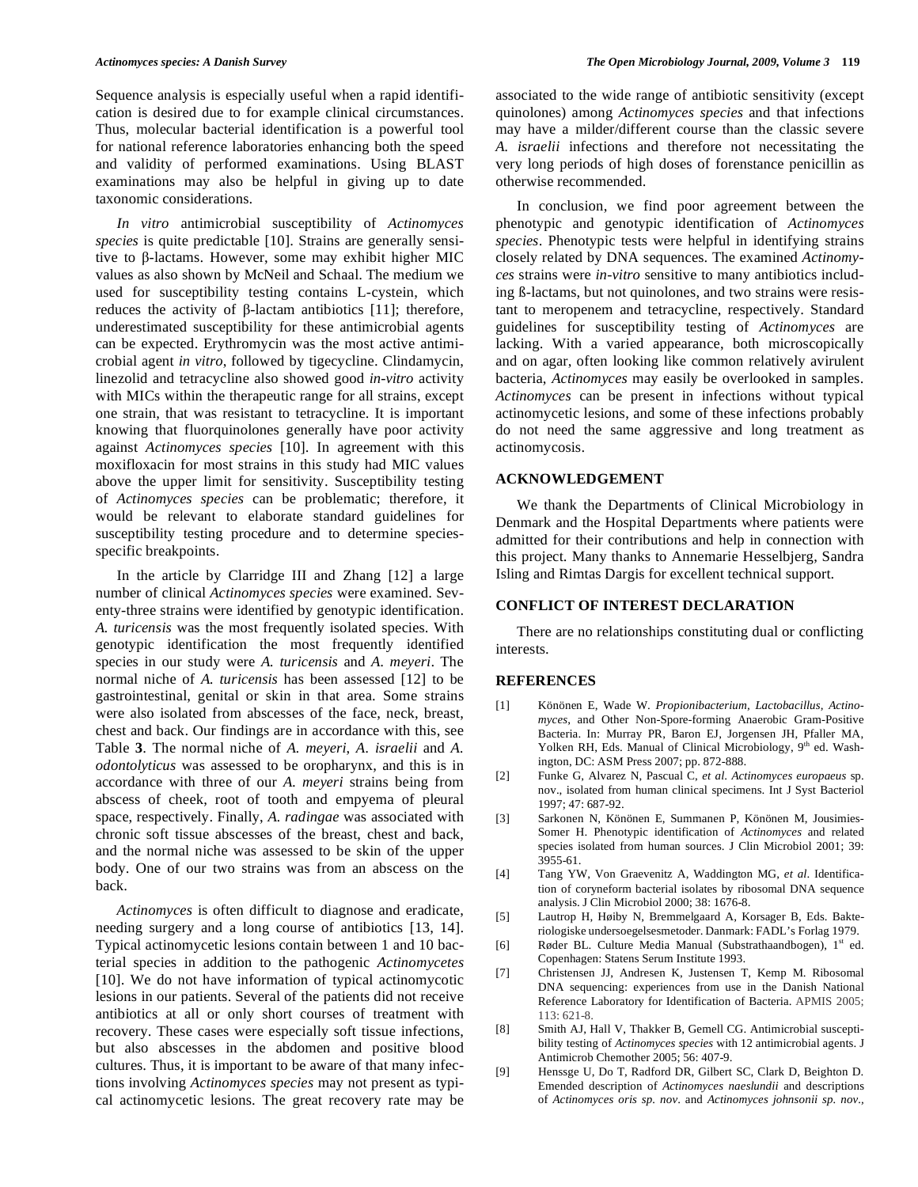Sequence analysis is especially useful when a rapid identification is desired due to for example clinical circumstances. Thus, molecular bacterial identification is a powerful tool for national reference laboratories enhancing both the speed and validity of performed examinations. Using BLAST examinations may also be helpful in giving up to date taxonomic considerations.

*In vitro* antimicrobial susceptibility of *Actinomyces species* is quite predictable [10]. Strains are generally sensitive to β-lactams. However, some may exhibit higher MIC values as also shown by McNeil and Schaal. The medium we used for susceptibility testing contains L-cystein, which reduces the activity of β-lactam antibiotics [11]; therefore, underestimated susceptibility for these antimicrobial agents can be expected. Erythromycin was the most active antimicrobial agent *in vitro*, followed by tigecycline. Clindamycin, linezolid and tetracycline also showed good *in-vitro* activity with MICs within the therapeutic range for all strains, except one strain, that was resistant to tetracycline. It is important knowing that fluorquinolones generally have poor activity against *Actinomyces species* [10]. In agreement with this moxifloxacin for most strains in this study had MIC values above the upper limit for sensitivity. Susceptibility testing of *Actinomyces species* can be problematic; therefore, it would be relevant to elaborate standard guidelines for susceptibility testing procedure and to determine species-specific breakpoints.

In the article by Clarridge III and Zhang [12] a large number of clinical *Actinomyces species* were examined. Seventy-three strains were identified by genotypic identification. *A. turicensis* was the most frequently isolated species. With genotypic identification the most frequently identified species in our study were *A. turicensis* and *A. meyeri*. The normal niche of *A. turicensis* has been assessed [12] to be gastrointestinal, genital or skin in that area. Some strains were also isolated from abscesses of the face, neck, breast, chest and back. Our findings are in accordance with this, see Table **3**. The normal niche of *A. meyeri*, *A. israelii* and *A. odontolyticus* was assessed to be oropharynx, and this is in accordance with three of our *A. meyeri* strains being from abscess of cheek, root of tooth and empyema of pleural space, respectively. Finally, *A. radingae* was associated with chronic soft tissue abscesses of the breast, chest and back, and the normal niche was assessed to be skin of the upper body. One of our two strains was from an abscess on the back.

*Actinomyces* is often difficult to diagnose and eradicate, needing surgery and a long course of antibiotics [13, 14]. Typical actinomycetic lesions contain between 1 and 10 bacterial species in addition to the pathogenic *Actinomycetes* [10]. We do not have information of typical actinomycotic lesions in our patients. Several of the patients did not receive antibiotics at all or only short courses of treatment with recovery. These cases were especially soft tissue infections, but also abscesses in the abdomen and positive blood cultures. Thus, it is important to be aware of that many infections involving *Actinomyces species* may not present as typical actinomycetic lesions. The great recovery rate may be associated to the wide range of antibiotic sensitivity (except quinolones) among *Actinomyces species* and that infections may have a milder/different course than the classic severe *A. israelii* infections and therefore not necessitating the very long periods of high doses of forenstance penicillin as otherwise recommended.

In conclusion, we find poor agreement between the phenotypic and genotypic identification of *Actinomyces species*. Phenotypic tests were helpful in identifying strains closely related by DNA sequences. The examined *Actinomyces* strains were *in-vitro* sensitive to many antibiotics including ß-lactams, but not quinolones, and two strains were resistant to meropenem and tetracycline, respectively. Standard guidelines for susceptibility testing of *Actinomyces* are lacking. With a varied appearance, both microscopically and on agar, often looking like common relatively avirulent bacteria, *Actinomyces* may easily be overlooked in samples. *Actinomyces* can be present in infections without typical actinomycetic lesions, and some of these infections probably do not need the same aggressive and long treatment as actinomycosis.

## ACKNOWLEDGEMENT

We thank the Departments of Clinical Microbiology in Denmark and the Hospital Departments where patients were admitted for their contributions and help in connection with this project. Many thanks to Annemarie Hesselbjerg, Sandra Isling and Rimtas Dargis for excellent technical support.

## CONFLICT OF INTEREST DECLARATION

There are no relationships constituting dual or conflicting interests.

## REFERENCES

[1] Könönen E, Wade W. *Propionibacterium, Lactobacillus, Actinomyces*, and Other Non-Spore-forming Anaerobic Gram-Positive Bacteria. In: Murray PR, Baron EJ, Jorgensen JH, Pfaller MA, Yolken RH, Eds. Manual of Clinical Microbiology, 9th ed. Washington, DC: ASM Press 2007; pp. 872-888.

[2] Funke G, Alvarez N, Pascual C, *et al*. *Actinomyces europaeus* sp. nov., isolated from human clinical specimens. Int J Syst Bacteriol 1997; 47: 687-92.

[3] Sarkonen N, Könönen E, Summanen P, Könönen M, Jousimies-Somer H. Phenotypic identification of *Actinomyces* and related species isolated from human sources. J Clin Microbiol 2001; 39: 3955-61.

[4] Tang YW, Von Graevenitz A, Waddington MG, *et al*. Identification of coryneform bacterial isolates by ribosomal DNA sequence analysis. J Clin Microbiol 2000; 38: 1676-8.

[5] Lautrop H, Høiby N, Bremmelgaard A, Korsager B, Eds. Bakteriologiske undersoegelsesmetoder. Danmark: FADL's Forlag 1979.

[6] Røder BL. Culture Media Manual (Substrathaandbogen), 1st ed. Copenhagen: Statens Serum Institute 1993.

[7] Christensen JJ, Andresen K, Justensen T, Kemp M. Ribosomal DNA sequencing: experiences from use in the Danish National Reference Laboratory for Identification of Bacteria. APMIS 2005; 113: 621-8.

[8] Smith AJ, Hall V, Thakker B, Gemell CG. Antimicrobial susceptibility testing of *Actinomyces species* with 12 antimicrobial agents. J Antimicrob Chemother 2005; 56: 407-9.

[9] Henssge U, Do T, Radford DR, Gilbert SC, Clark D, Beighton D. Emended description of *Actinomyces naeslundii* and descriptions of *Actinomyces oris sp. nov*. and *Actinomyces johnsonii sp. nov*.,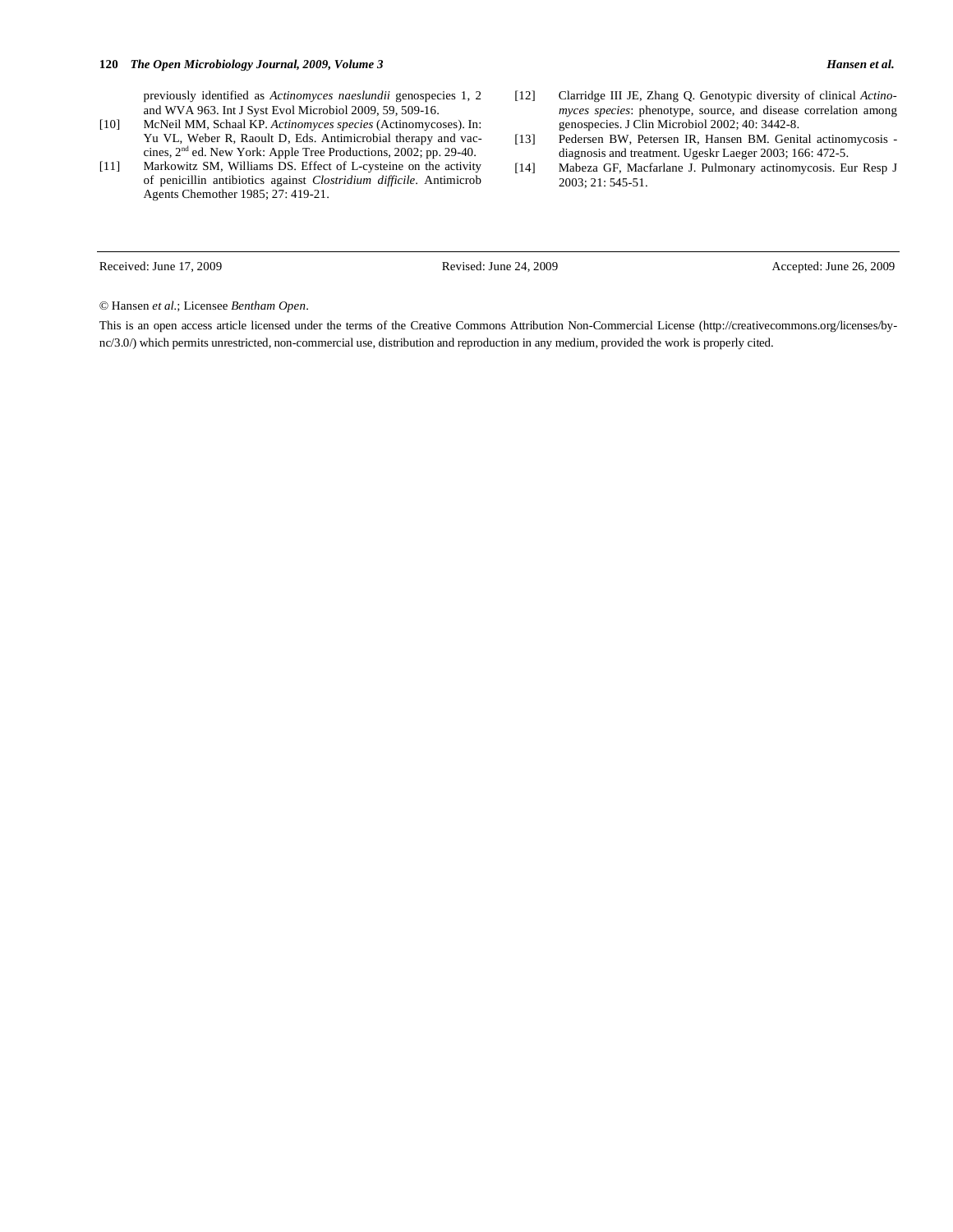previously identified as *Actinomyces naeslundii* genospecies 1, 2 and WVA 963. Int J Syst Evol Microbiol 2009, 59, 509-16.

[10] McNeil MM, Schaal KP. *Actinomyces species* (Actinomycoses). In: Yu VL, Weber R, Raoult D, Eds. Antimicrobial therapy and vaccines, 2nd ed. New York: Apple Tree Productions, 2002; pp. 29-40.

[11] Markowitz SM, Williams DS. Effect of L-cysteine on the activity of penicillin antibiotics against *Clostridium difficile*. Antimicrob Agents Chemother 1985; 27: 419-21.

[12] Clarridge III JE, Zhang Q. Genotypic diversity of clinical *Actinomyces species*: phenotype, source, and disease correlation among genospecies. J Clin Microbiol 2002; 40: 3442-8.

[13] Pedersen BW, Petersen IR, Hansen BM. Genital actinomycosis - diagnosis and treatment. Ugeskr Laeger 2003; 166: 472-5.

[14] Mabeza GF, Macfarlane J. Pulmonary actinomycosis. Eur Resp J 2003; 21: 545-51.

---

Received: June 17, 2009 Revised: June 24, 2009 Accepted: June 26, 2009

© Hansen *et al*.; Licensee *Bentham Open*.

This is an open access article licensed under the terms of the Creative Commons Attribution Non-Commercial License (http://creativecommons.org/licenses/by-nc/3.0/) which permits unrestricted, non-commercial use, distribution and reproduction in any medium, provided the work is properly cited.